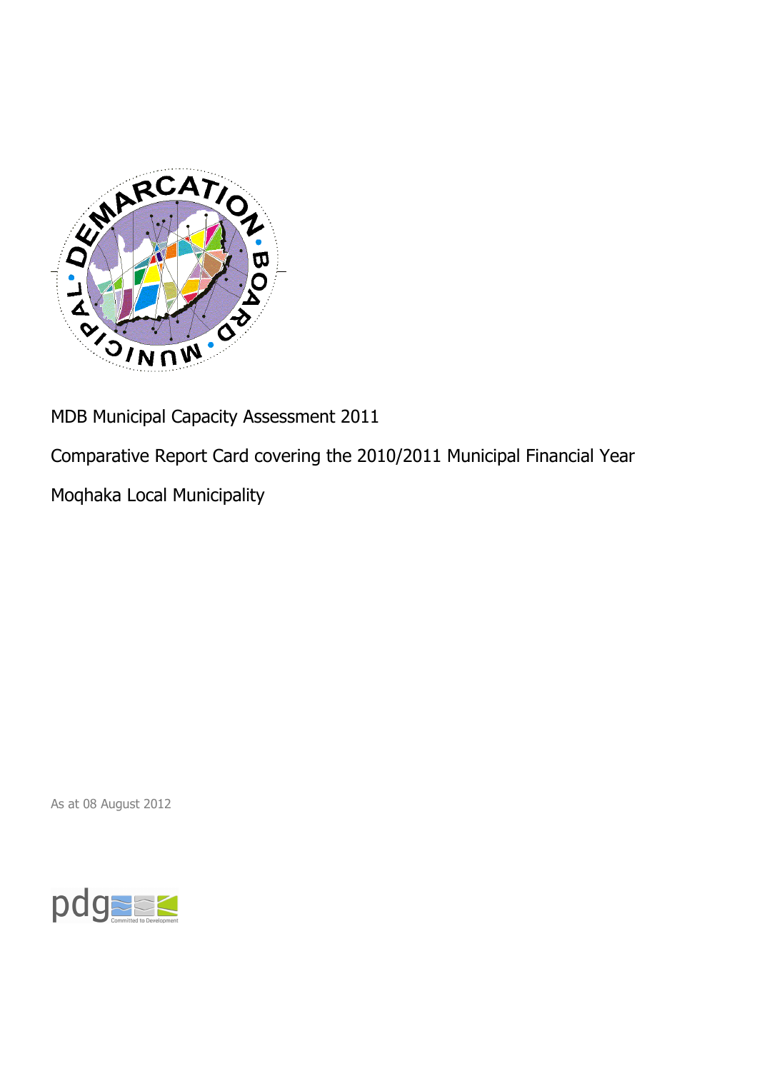MDB Municipal Capacity Assessment 2011

Comparative Report Card covering the 2010/2011 Municipal Financial Year

Moqhaka Local Municipality

As at 08 August 2012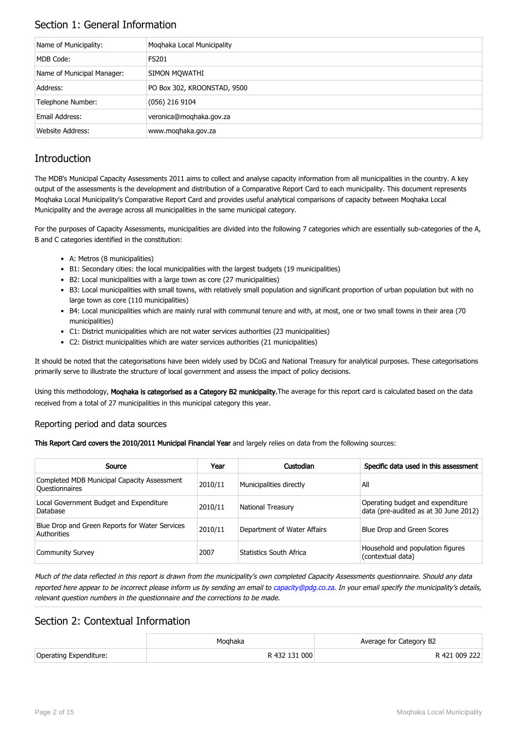## Section 1: General Information

| Name of Municipality: | Moqhaka Local Municipality |
|---|---|
| MDB Code: | FS201 |
| Name of Municipal Manager: | SIMON MQWATHI |
| Address: | PO Box 302, KROONSTAD, 9500 |
| Telephone Number: | (056) 216 9104 |
| Email Address: | veronica@moqhaka.gov.za |
| Website Address: | www.moqhaka.gov.za |

## Introduction

The MDB's Municipal Capacity Assessments 2011 aims to collect and analyse capacity information from all municipalities in the country. A key output of the assessments is the development and distribution of a Comparative Report Card to each municipality. This document represents Moqhaka Local Municipality's Comparative Report Card and provides useful analytical comparisons of capacity between Moqhaka Local Municipality and the average across all municipalities in the same municipal category.

For the purposes of Capacity Assessments, municipalities are divided into the following 7 categories which are essentially sub-categories of the A, B and C categories identified in the constitution:

- A: Metros (8 municipalities)
- B1: Secondary cities: the local municipalities with the largest budgets (19 municipalities)
- B2: Local municipalities with a large town as core (27 municipalities)
- B3: Local municipalities with small towns, with relatively small population and significant proportion of urban population but with no large town as core (110 municipalities)
- B4: Local municipalities which are mainly rural with communal tenure and with, at most, one or two small towns in their area (70 municipalities)
- C1: District municipalities which are not water services authorities (23 municipalities)
- C2: District municipalities which are water services authorities (21 municipalities)

It should be noted that the categorisations have been widely used by DCoG and National Treasury for analytical purposes. These categorisations primarily serve to illustrate the structure of local government and assess the impact of policy decisions.

Using this methodology, **Moqhaka is categorised as a Category B2 municipality.** The average for this report card is calculated based on the data received from a total of 27 municipalities in this municipal category this year.

### Reporting period and data sources

**This Report Card covers the 2010/2011 Municipal Financial Year** and largely relies on data from the following sources:

| Source | Year | Custodian | Specific data used in this assessment |
|---|---|---|---|
| Completed MDB Municipal Capacity Assessment Questionnaires | 2010/11 | Municipalities directly | All |
| Local Government Budget and Expenditure Database | 2010/11 | National Treasury | Operating budget and expenditure data (pre-audited as at 30 June 2012) |
| Blue Drop and Green Reports for Water Services Authorities | 2010/11 | Department of Water Affairs | Blue Drop and Green Scores |
| Community Survey | 2007 | Statistics South Africa | Household and population figures (contextual data) |

*Much of the data reflected in this report is drawn from the municipality's own completed Capacity Assessments questionnaire. Should any data reported here appear to be incorrect please inform us by sending an email to capacity@pdg.co.za. In your email specify the municipality's details, relevant question numbers in the questionnaire and the corrections to be made.*

## Section 2: Contextual Information

| | Moqhaka | Average for Category B2 |
|---|---|---|
| Operating Expenditure: | R 432 131 000 | R 421 009 222 |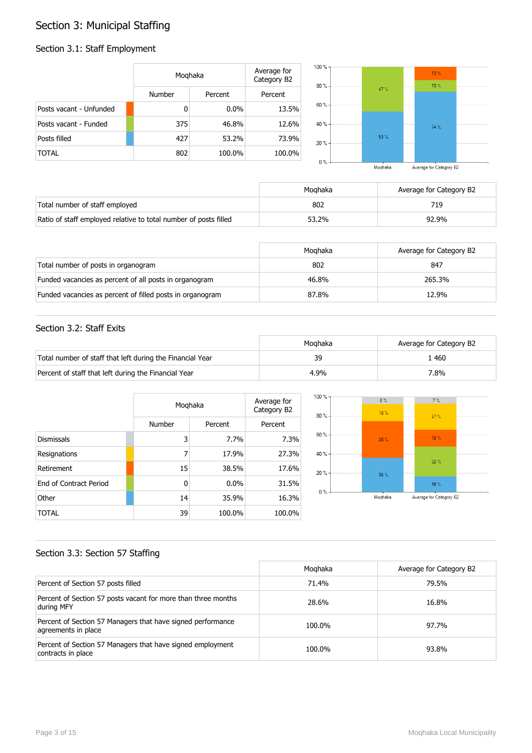# Section 3: Municipal Staffing

## Section 3.1: Staff Employment

| | Moqhaka | | Average for Category B2 |
|---|---|---|---|
| | Number | Percent | Percent |
| Posts vacant - Unfunded | 0 | 0.0% | 13.5% |
| Posts vacant - Funded | 375 | 46.8% | 12.6% |
| Posts filled | 427 | 53.2% | 73.9% |
| TOTAL | 802 | 100.0% | 100.0% |

| | Moqhaka | Average for Category B2 |
|---|---|---|
| Total number of staff employed | 802 | 719 |
| Ratio of staff employed relative to total number of posts filled | 53.2% | 92.9% |

| | Moqhaka | Average for Category B2 |
|---|---|---|
| Total number of posts in organogram | 802 | 847 |
| Funded vacancies as percent of all posts in organogram | 46.8% | 265.3% |
| Funded vacancies as percent of filled posts in organogram | 87.8% | 12.9% |

## Section 3.2: Staff Exits

| | Moqhaka | Average for Category B2 |
|---|---|---|
| Total number of staff that left during the Financial Year | 39 | 1 460 |
| Percent of staff that left during the Financial Year | 4.9% | 7.8% |

| | Moqhaka | | Average for Category B2 |
|---|---|---|---|
| | Number | Percent | Percent |
| Dismissals | 3 | 7.7% | 7.3% |
| Resignations | 7 | 17.9% | 27.3% |
| Retirement | 15 | 38.5% | 17.6% |
| End of Contract Period | 0 | 0.0% | 31.5% |
| Other | 14 | 35.9% | 16.3% |
| TOTAL | 39 | 100.0% | 100.0% |

## Section 3.3: Section 57 Staffing

| | Moqhaka | Average for Category B2 |
|---|---|---|
| Percent of Section 57 posts filled | 71.4% | 79.5% |
| Percent of Section 57 posts vacant for more than three months during MFY | 28.6% | 16.8% |
| Percent of Section 57 Managers that have signed performance agreements in place | 100.0% | 97.7% |
| Percent of Section 57 Managers that have signed employment contracts in place | 100.0% | 93.8% |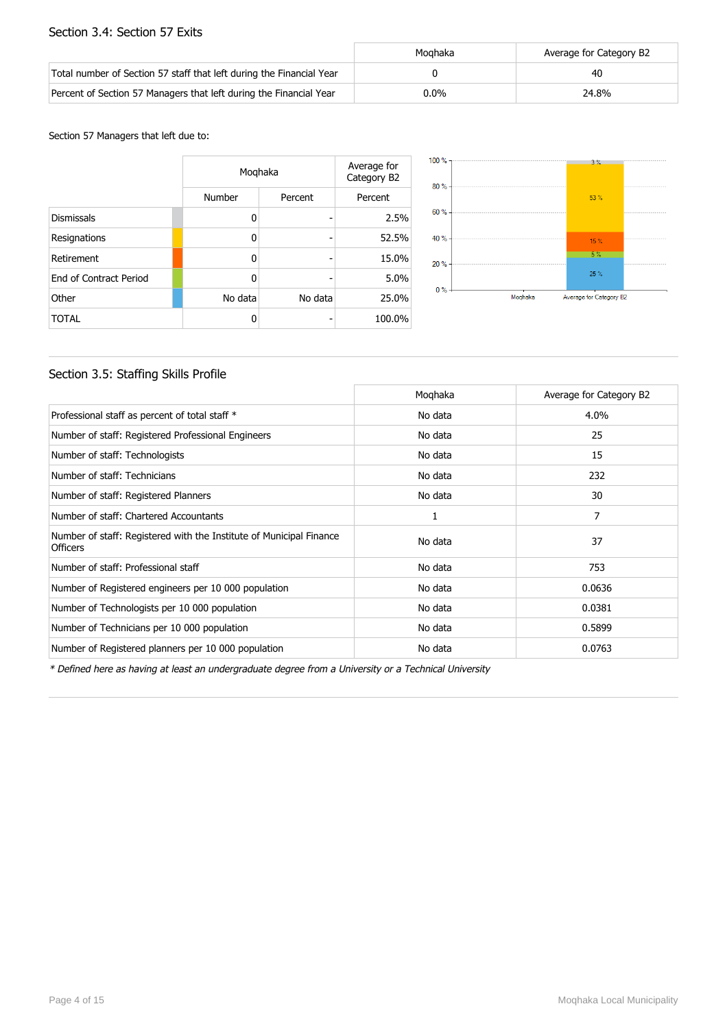## Section 3.4: Section 57 Exits

| | Moqhaka | Average for Category B2 |
|---|---|---|
| Total number of Section 57 staff that left during the Financial Year | 0 | 40 |
| Percent of Section 57 Managers that left during the Financial Year | 0.0% | 24.8% |

Section 57 Managers that left due to:

| | Moqhaka | | Average for Category B2 |
|---|---|---|---|
| | Number | Percent | Percent |
| Dismissals | 0 | - | 2.5% |
| Resignations | 0 | - | 52.5% |
| Retirement | 0 | - | 15.0% |
| End of Contract Period | 0 | - | 5.0% |
| Other | No data | No data | 25.0% |
| TOTAL | 0 | - | 100.0% |

## Section 3.5: Staffing Skills Profile

| | Moqhaka | Average for Category B2 |
|---|---|---|
| Professional staff as percent of total staff * | No data | 4.0% |
| Number of staff: Registered Professional Engineers | No data | 25 |
| Number of staff: Technologists | No data | 15 |
| Number of staff: Technicians | No data | 232 |
| Number of staff: Registered Planners | No data | 30 |
| Number of staff: Chartered Accountants | 1 | 7 |
| Number of staff: Registered with the Institute of Municipal Finance Officers | No data | 37 |
| Number of staff: Professional staff | No data | 753 |
| Number of Registered engineers per 10 000 population | No data | 0.0636 |
| Number of Technologists per 10 000 population | No data | 0.0381 |
| Number of Technicians per 10 000 population | No data | 0.5899 |
| Number of Registered planners per 10 000 population | No data | 0.0763 |

*\* Defined here as having at least an undergraduate degree from a University or a Technical University*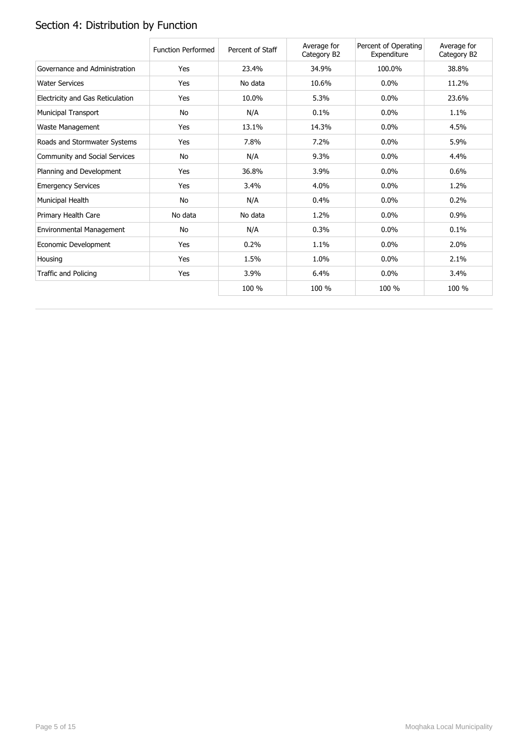## Section 4: Distribution by Function

| | Function Performed | Percent of Staff | Average for Category B2 | Percent of Operating Expenditure | Average for Category B2 |
|---|---|---|---|---|---|
| Governance and Administration | Yes | 23.4% | 34.9% | 100.0% | 38.8% |
| Water Services | Yes | No data | 10.6% | 0.0% | 11.2% |
| Electricity and Gas Reticulation | Yes | 10.0% | 5.3% | 0.0% | 23.6% |
| Municipal Transport | No | N/A | 0.1% | 0.0% | 1.1% |
| Waste Management | Yes | 13.1% | 14.3% | 0.0% | 4.5% |
| Roads and Stormwater Systems | Yes | 7.8% | 7.2% | 0.0% | 5.9% |
| Community and Social Services | No | N/A | 9.3% | 0.0% | 4.4% |
| Planning and Development | Yes | 36.8% | 3.9% | 0.0% | 0.6% |
| Emergency Services | Yes | 3.4% | 4.0% | 0.0% | 1.2% |
| Municipal Health | No | N/A | 0.4% | 0.0% | 0.2% |
| Primary Health Care | No data | No data | 1.2% | 0.0% | 0.9% |
| Environmental Management | No | N/A | 0.3% | 0.0% | 0.1% |
| Economic Development | Yes | 0.2% | 1.1% | 0.0% | 2.0% |
| Housing | Yes | 1.5% | 1.0% | 0.0% | 2.1% |
| Traffic and Policing | Yes | 3.9% | 6.4% | 0.0% | 3.4% |
| | | 100 % | 100 % | 100 % | 100 % |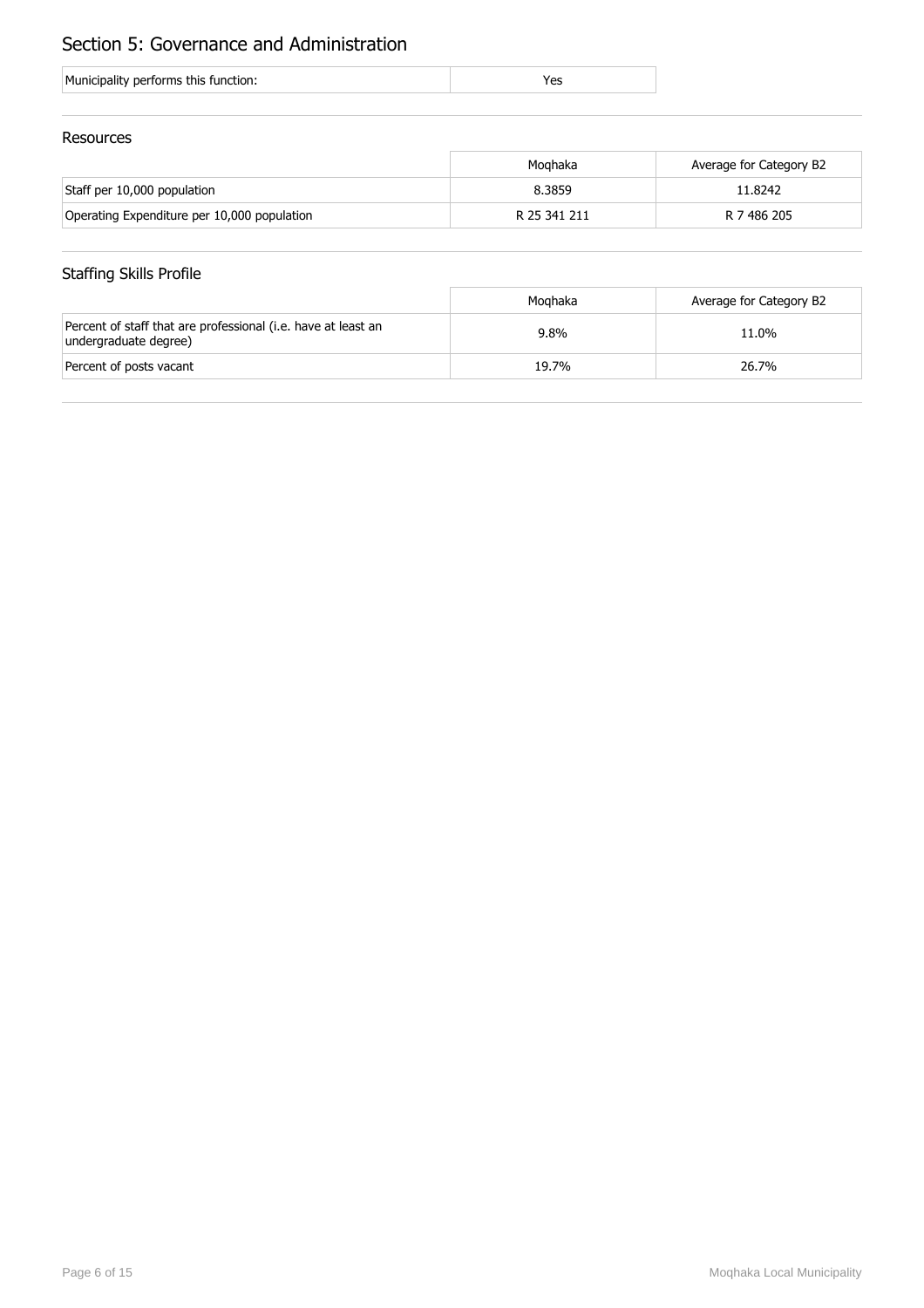# Section 5: Governance and Administration

| Municipality performs this function: | Yes |
| --- | --- |

## Resources

| | Moqhaka | Average for Category B2 |
| --- | --- | --- |
| Staff per 10,000 population | 8.3859 | 11.8242 |
| Operating Expenditure per 10,000 population | R 25 341 211 | R 7 486 205 |

## Staffing Skills Profile

| | Moqhaka | Average for Category B2 |
| --- | --- | --- |
| Percent of staff that are professional (i.e. have at least an undergraduate degree) | 9.8% | 11.0% |
| Percent of posts vacant | 19.7% | 26.7% |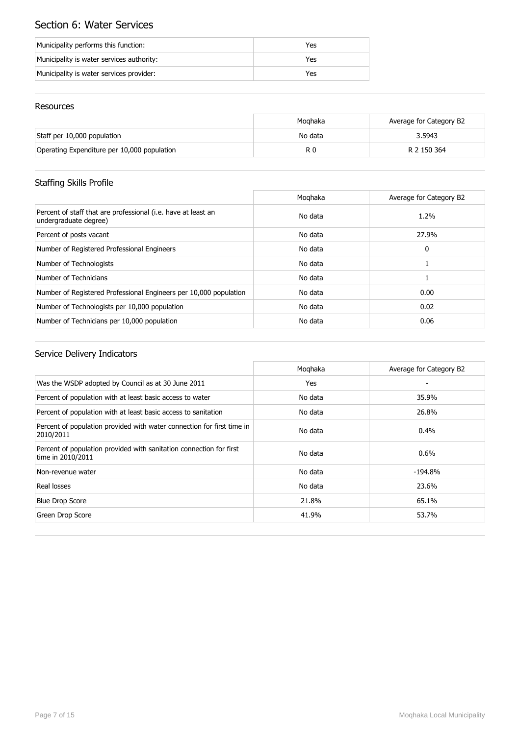# Section 6: Water Services

| | |
|---|---|
| Municipality performs this function: | Yes |
| Municipality is water services authority: | Yes |
| Municipality is water services provider: | Yes |

## Resources

| | Moqhaka | Average for Category B2 |
|---|---|---|
| Staff per 10,000 population | No data | 3.5943 |
| Operating Expenditure per 10,000 population | R 0 | R 2 150 364 |

## Staffing Skills Profile

| | Moqhaka | Average for Category B2 |
|---|---|---|
| Percent of staff that are professional (i.e. have at least an undergraduate degree) | No data | 1.2% |
| Percent of posts vacant | No data | 27.9% |
| Number of Registered Professional Engineers | No data | 0 |
| Number of Technologists | No data | 1 |
| Number of Technicians | No data | 1 |
| Number of Registered Professional Engineers per 10,000 population | No data | 0.00 |
| Number of Technologists per 10,000 population | No data | 0.02 |
| Number of Technicians per 10,000 population | No data | 0.06 |

## Service Delivery Indicators

| | Moqhaka | Average for Category B2 |
|---|---|---|
| Was the WSDP adopted by Council as at 30 June 2011 | Yes | - |
| Percent of population with at least basic access to water | No data | 35.9% |
| Percent of population with at least basic access to sanitation | No data | 26.8% |
| Percent of population provided with water connection for first time in 2010/2011 | No data | 0.4% |
| Percent of population provided with sanitation connection for first time in 2010/2011 | No data | 0.6% |
| Non-revenue water | No data | -194.8% |
| Real losses | No data | 23.6% |
| Blue Drop Score | 21.8% | 65.1% |
| Green Drop Score | 41.9% | 53.7% |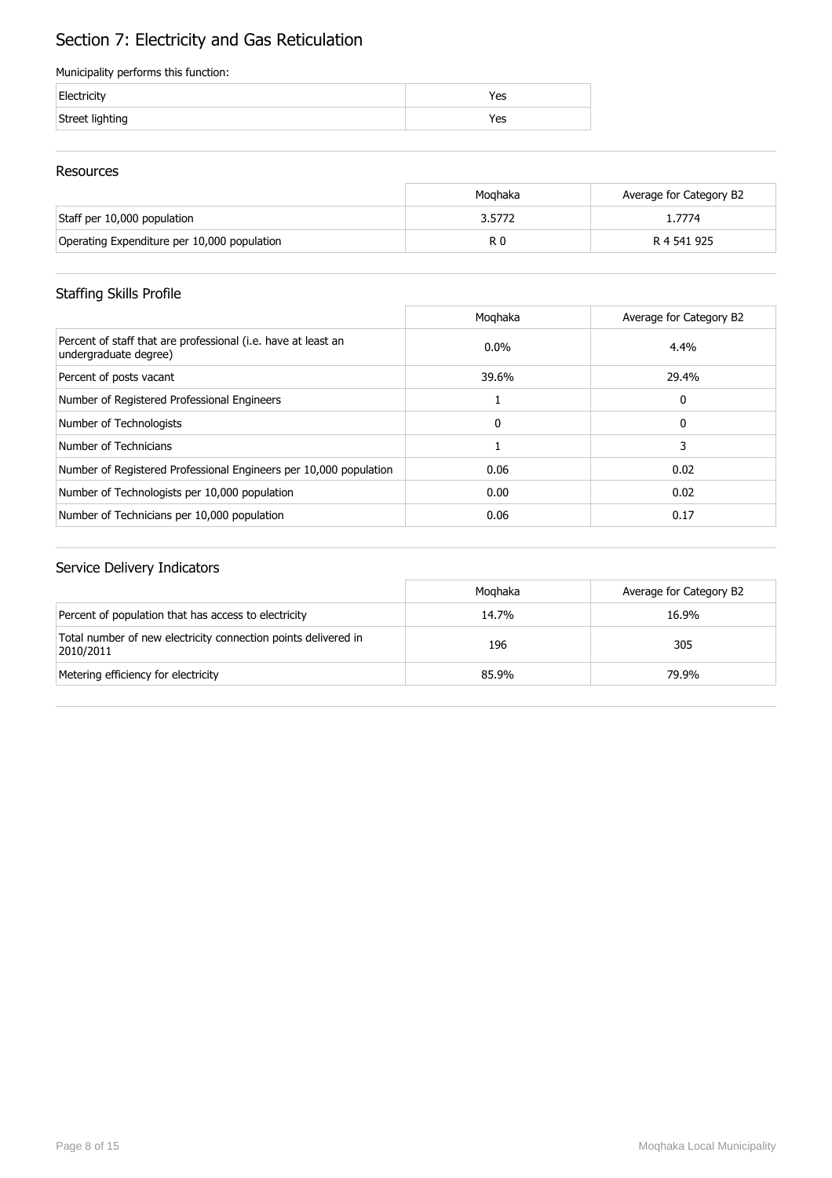# Section 7: Electricity and Gas Reticulation

Municipality performs this function:

| | |
|---|---|
| Electricity | Yes |
| Street lighting | Yes |

## Resources

| | Moqhaka | Average for Category B2 |
|---|---|---|
| Staff per 10,000 population | 3.5772 | 1.7774 |
| Operating Expenditure per 10,000 population | R 0 | R 4 541 925 |

## Staffing Skills Profile

| | Moqhaka | Average for Category B2 |
|---|---|---|
| Percent of staff that are professional (i.e. have at least an undergraduate degree) | 0.0% | 4.4% |
| Percent of posts vacant | 39.6% | 29.4% |
| Number of Registered Professional Engineers | 1 | 0 |
| Number of Technologists | 0 | 0 |
| Number of Technicians | 1 | 3 |
| Number of Registered Professional Engineers per 10,000 population | 0.06 | 0.02 |
| Number of Technologists per 10,000 population | 0.00 | 0.02 |
| Number of Technicians per 10,000 population | 0.06 | 0.17 |

## Service Delivery Indicators

| | Moqhaka | Average for Category B2 |
|---|---|---|
| Percent of population that has access to electricity | 14.7% | 16.9% |
| Total number of new electricity connection points delivered in 2010/2011 | 196 | 305 |
| Metering efficiency for electricity | 85.9% | 79.9% |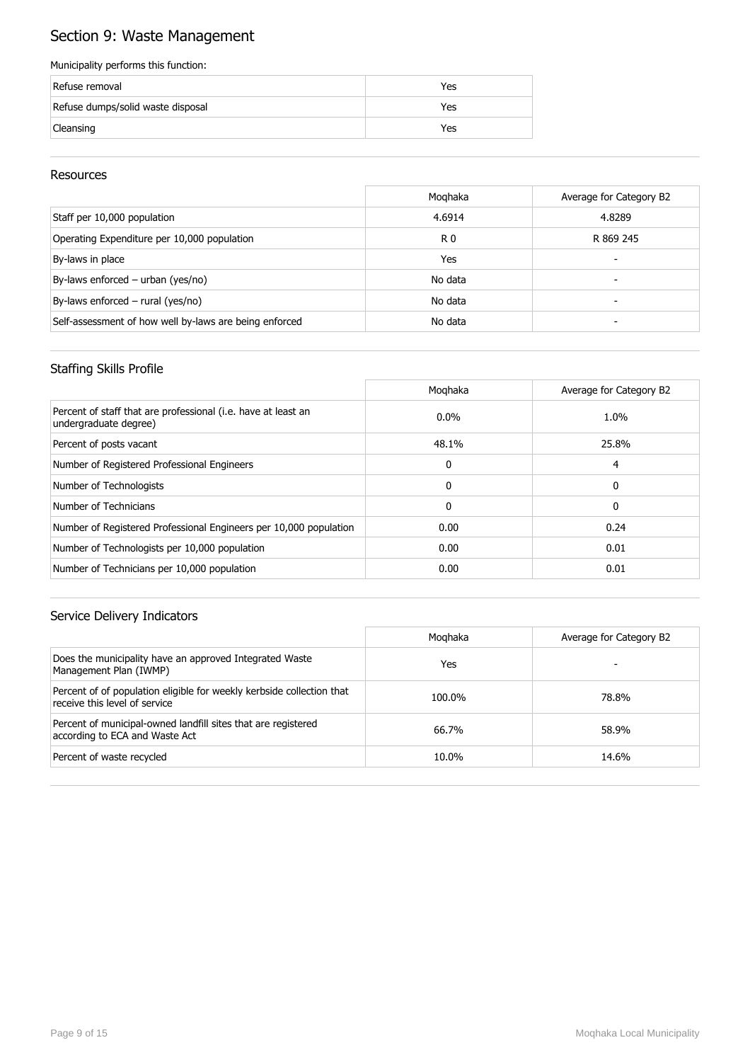# Section 9: Waste Management

Municipality performs this function:

| | |
|---|---|
| Refuse removal | Yes |
| Refuse dumps/solid waste disposal | Yes |
| Cleansing | Yes |

## Resources

| | Moqhaka | Average for Category B2 |
|---|---|---|
| Staff per 10,000 population | 4.6914 | 4.8289 |
| Operating Expenditure per 10,000 population | R 0 | R 869 245 |
| By-laws in place | Yes | - |
| By-laws enforced – urban (yes/no) | No data | - |
| By-laws enforced – rural (yes/no) | No data | - |
| Self-assessment of how well by-laws are being enforced | No data | - |

## Staffing Skills Profile

| | Moqhaka | Average for Category B2 |
|---|---|---|
| Percent of staff that are professional (i.e. have at least an undergraduate degree) | 0.0% | 1.0% |
| Percent of posts vacant | 48.1% | 25.8% |
| Number of Registered Professional Engineers | 0 | 4 |
| Number of Technologists | 0 | 0 |
| Number of Technicians | 0 | 0 |
| Number of Registered Professional Engineers per 10,000 population | 0.00 | 0.24 |
| Number of Technologists per 10,000 population | 0.00 | 0.01 |
| Number of Technicians per 10,000 population | 0.00 | 0.01 |

## Service Delivery Indicators

| | Moqhaka | Average for Category B2 |
|---|---|---|
| Does the municipality have an approved Integrated Waste Management Plan (IWMP) | Yes | - |
| Percent of of population eligible for weekly kerbside collection that receive this level of service | 100.0% | 78.8% |
| Percent of municipal-owned landfill sites that are registered according to ECA and Waste Act | 66.7% | 58.9% |
| Percent of waste recycled | 10.0% | 14.6% |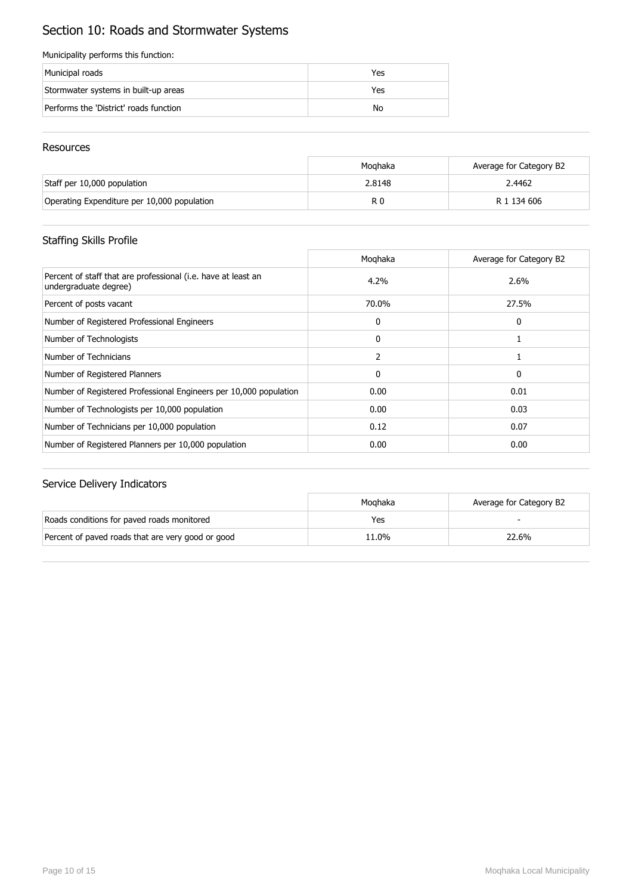# Section 10: Roads and Stormwater Systems

Municipality performs this function:

| | |
|---|---|
| Municipal roads | Yes |
| Stormwater systems in built-up areas | Yes |
| Performs the 'District' roads function | No |

## Resources

| | Moqhaka | Average for Category B2 |
|---|---|---|
| Staff per 10,000 population | 2.8148 | 2.4462 |
| Operating Expenditure per 10,000 population | R 0 | R 1 134 606 |

## Staffing Skills Profile

| | Moqhaka | Average for Category B2 |
|---|---|---|
| Percent of staff that are professional (i.e. have at least an undergraduate degree) | 4.2% | 2.6% |
| Percent of posts vacant | 70.0% | 27.5% |
| Number of Registered Professional Engineers | 0 | 0 |
| Number of Technologists | 0 | 1 |
| Number of Technicians | 2 | 1 |
| Number of Registered Planners | 0 | 0 |
| Number of Registered Professional Engineers per 10,000 population | 0.00 | 0.01 |
| Number of Technologists per 10,000 population | 0.00 | 0.03 |
| Number of Technicians per 10,000 population | 0.12 | 0.07 |
| Number of Registered Planners per 10,000 population | 0.00 | 0.00 |

## Service Delivery Indicators

| | Moqhaka | Average for Category B2 |
|---|---|---|
| Roads conditions for paved roads monitored | Yes | - |
| Percent of paved roads that are very good or good | 11.0% | 22.6% |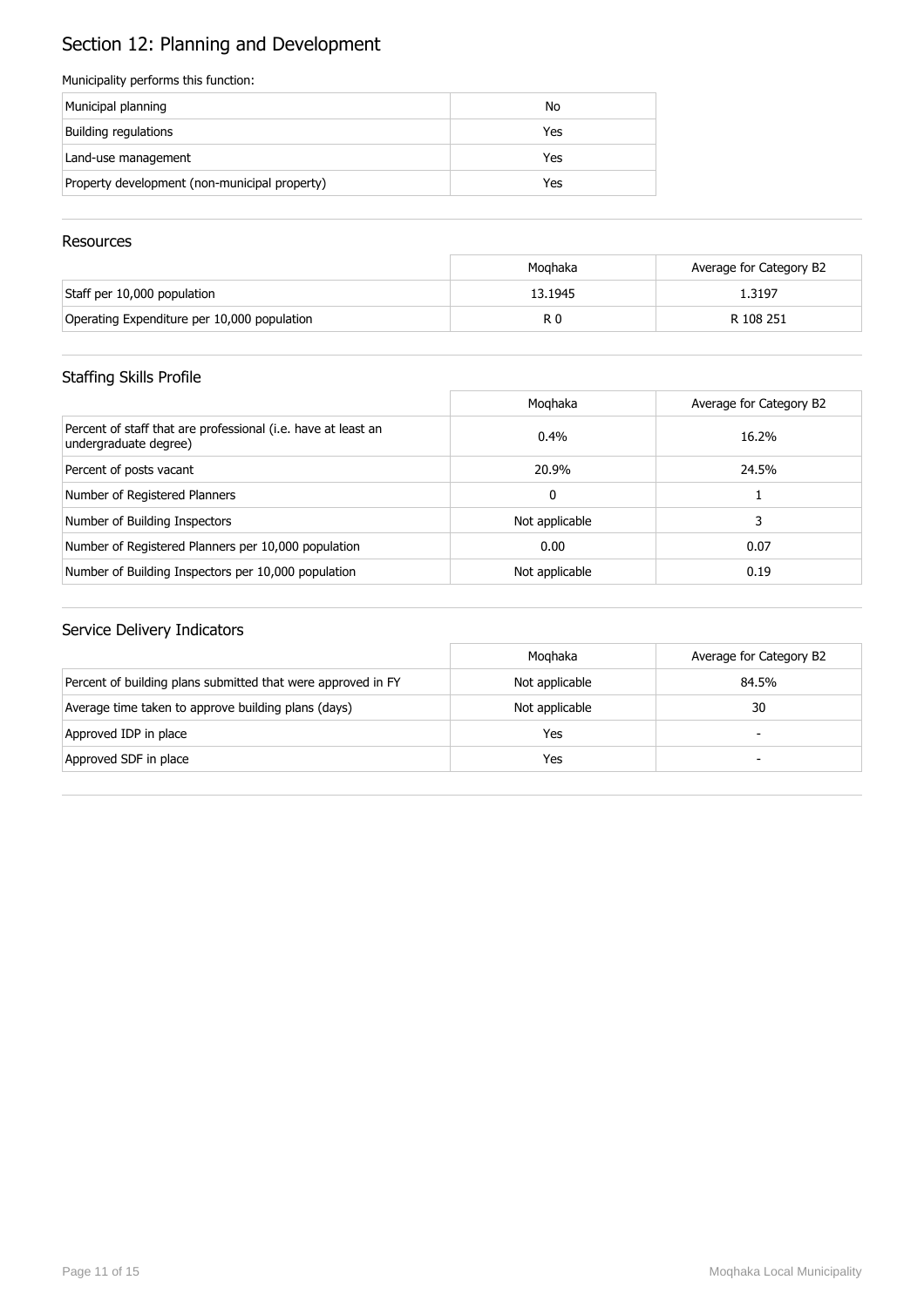# Section 12: Planning and Development

Municipality performs this function:

| | |
|---|---|
| Municipal planning | No |
| Building regulations | Yes |
| Land-use management | Yes |
| Property development (non-municipal property) | Yes |

## Resources

| | Moqhaka | Average for Category B2 |
|---|---|---|
| Staff per 10,000 population | 13.1945 | 1.3197 |
| Operating Expenditure per 10,000 population | R 0 | R 108 251 |

## Staffing Skills Profile

| | Moqhaka | Average for Category B2 |
|---|---|---|
| Percent of staff that are professional (i.e. have at least an undergraduate degree) | 0.4% | 16.2% |
| Percent of posts vacant | 20.9% | 24.5% |
| Number of Registered Planners | 0 | 1 |
| Number of Building Inspectors | Not applicable | 3 |
| Number of Registered Planners per 10,000 population | 0.00 | 0.07 |
| Number of Building Inspectors per 10,000 population | Not applicable | 0.19 |

## Service Delivery Indicators

| | Moqhaka | Average for Category B2 |
|---|---|---|
| Percent of building plans submitted that were approved in FY | Not applicable | 84.5% |
| Average time taken to approve building plans (days) | Not applicable | 30 |
| Approved IDP in place | Yes | - |
| Approved SDF in place | Yes | - |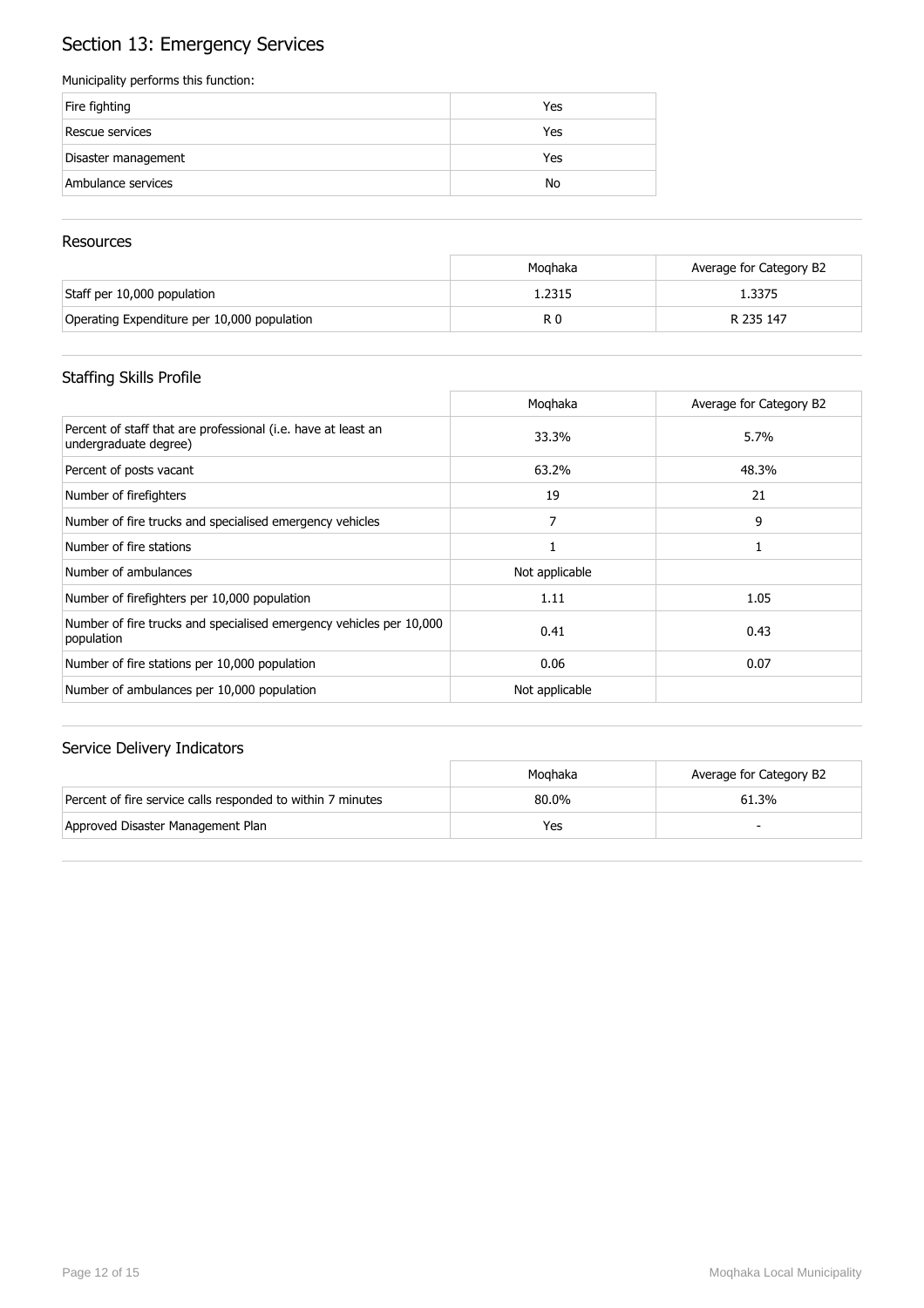# Section 13: Emergency Services

Municipality performs this function:

| | |
|---|---|
| Fire fighting | Yes |
| Rescue services | Yes |
| Disaster management | Yes |
| Ambulance services | No |

## Resources

| | Moqhaka | Average for Category B2 |
|---|---|---|
| Staff per 10,000 population | 1.2315 | 1.3375 |
| Operating Expenditure per 10,000 population | R 0 | R 235 147 |

## Staffing Skills Profile

| | Moqhaka | Average for Category B2 |
|---|---|---|
| Percent of staff that are professional (i.e. have at least an undergraduate degree) | 33.3% | 5.7% |
| Percent of posts vacant | 63.2% | 48.3% |
| Number of firefighters | 19 | 21 |
| Number of fire trucks and specialised emergency vehicles | 7 | 9 |
| Number of fire stations | 1 | 1 |
| Number of ambulances | Not applicable | |
| Number of firefighters per 10,000 population | 1.11 | 1.05 |
| Number of fire trucks and specialised emergency vehicles per 10,000 population | 0.41 | 0.43 |
| Number of fire stations per 10,000 population | 0.06 | 0.07 |
| Number of ambulances per 10,000 population | Not applicable | |

## Service Delivery Indicators

| | Moqhaka | Average for Category B2 |
|---|---|---|
| Percent of fire service calls responded to within 7 minutes | 80.0% | 61.3% |
| Approved Disaster Management Plan | Yes | - |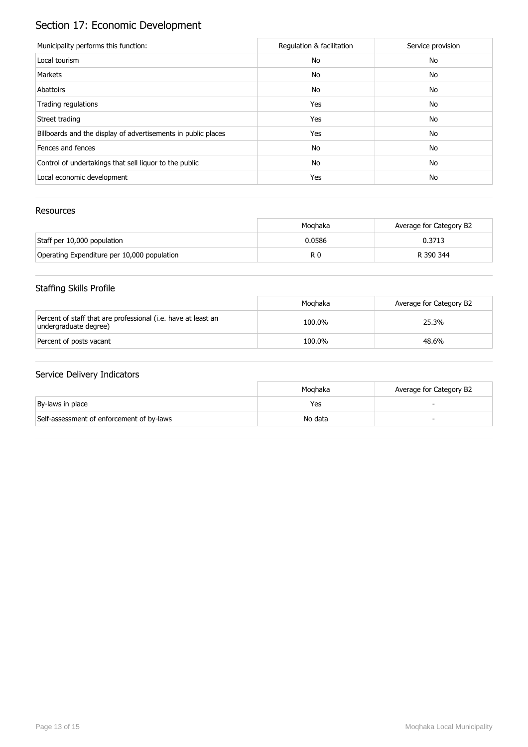# Section 17: Economic Development

| Municipality performs this function: | Regulation & facilitation | Service provision |
| --- | --- | --- |
| Local tourism | No | No |
| Markets | No | No |
| Abattoirs | No | No |
| Trading regulations | Yes | No |
| Street trading | Yes | No |
| Billboards and the display of advertisements in public places | Yes | No |
| Fences and fences | No | No |
| Control of undertakings that sell liquor to the public | No | No |
| Local economic development | Yes | No |

## Resources

| | Moqhaka | Average for Category B2 |
| --- | --- | --- |
| Staff per 10,000 population | 0.0586 | 0.3713 |
| Operating Expenditure per 10,000 population | R 0 | R 390 344 |

## Staffing Skills Profile

| | Moqhaka | Average for Category B2 |
| --- | --- | --- |
| Percent of staff that are professional (i.e. have at least an undergraduate degree) | 100.0% | 25.3% |
| Percent of posts vacant | 100.0% | 48.6% |

## Service Delivery Indicators

| | Moqhaka | Average for Category B2 |
| --- | --- | --- |
| By-laws in place | Yes | - |
| Self-assessment of enforcement of by-laws | No data | - |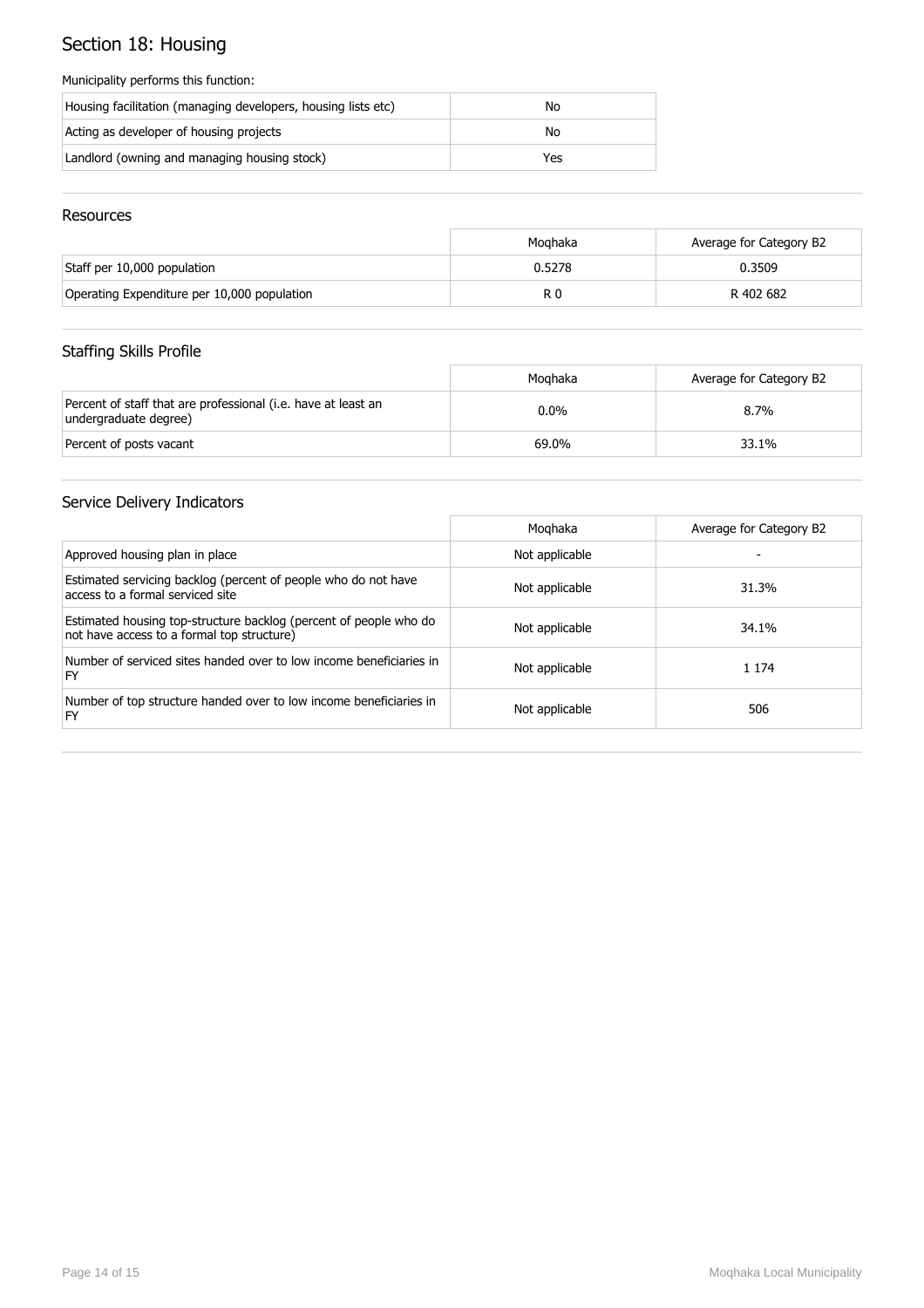# Section 18: Housing

Municipality performs this function:

| | |
|---|---|
| Housing facilitation (managing developers, housing lists etc) | No |
| Acting as developer of housing projects | No |
| Landlord (owning and managing housing stock) | Yes |

## Resources

| | Moqhaka | Average for Category B2 |
|---|---|---|
| Staff per 10,000 population | 0.5278 | 0.3509 |
| Operating Expenditure per 10,000 population | R 0 | R 402 682 |

## Staffing Skills Profile

| | Moqhaka | Average for Category B2 |
|---|---|---|
| Percent of staff that are professional (i.e. have at least an undergraduate degree) | 0.0% | 8.7% |
| Percent of posts vacant | 69.0% | 33.1% |

## Service Delivery Indicators

| | Moqhaka | Average for Category B2 |
|---|---|---|
| Approved housing plan in place | Not applicable | - |
| Estimated servicing backlog (percent of people who do not have access to a formal serviced site | Not applicable | 31.3% |
| Estimated housing top-structure backlog (percent of people who do not have access to a formal top structure) | Not applicable | 34.1% |
| Number of serviced sites handed over to low income beneficiaries in FY | Not applicable | 1 174 |
| Number of top structure handed over to low income beneficiaries in FY | Not applicable | 506 |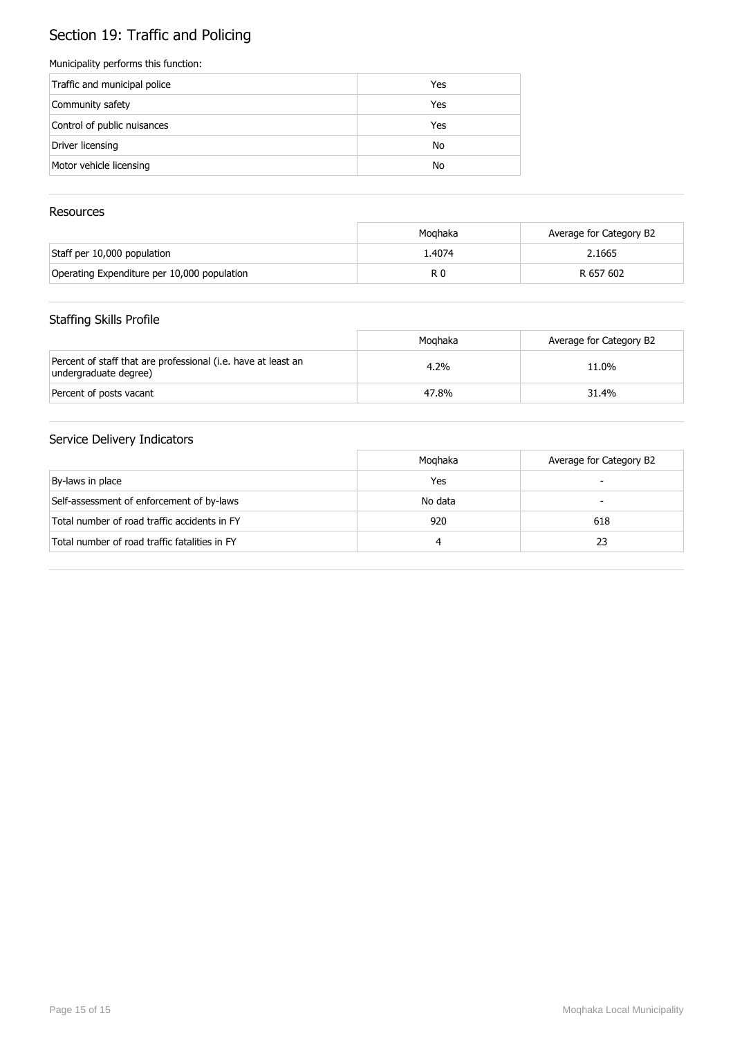# Section 19: Traffic and Policing

Municipality performs this function:

| | |
|---|---|
| Traffic and municipal police | Yes |
| Community safety | Yes |
| Control of public nuisances | Yes |
| Driver licensing | No |
| Motor vehicle licensing | No |

## Resources

| | Moqhaka | Average for Category B2 |
|---|---|---|
| Staff per 10,000 population | 1.4074 | 2.1665 |
| Operating Expenditure per 10,000 population | R 0 | R 657 602 |

## Staffing Skills Profile

| | Moqhaka | Average for Category B2 |
|---|---|---|
| Percent of staff that are professional (i.e. have at least an undergraduate degree) | 4.2% | 11.0% |
| Percent of posts vacant | 47.8% | 31.4% |

## Service Delivery Indicators

| | Moqhaka | Average for Category B2 |
|---|---|---|
| By-laws in place | Yes | - |
| Self-assessment of enforcement of by-laws | No data | - |
| Total number of road traffic accidents in FY | 920 | 618 |
| Total number of road traffic fatalities in FY | 4 | 23 |